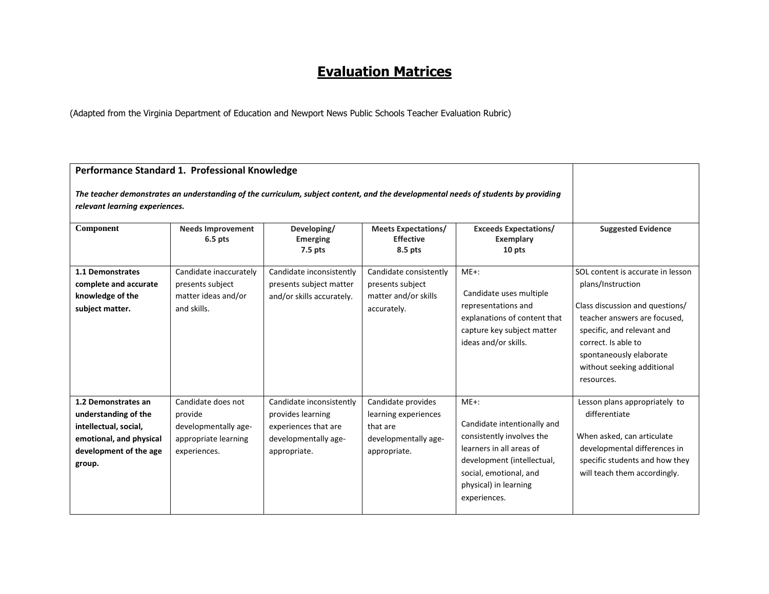# Evaluation Matrices

(Adapted from the Virginia Department of Education and Newport News Public Schools Teacher Evaluation Rubric)

| **Performance Standard 1. Professional Knowledge**<br><br>***The teacher demonstrates an understanding of the curriculum, subject content, and the developmental needs of students by providing relevant learning experiences.*** | | | | | |
|---|---|---|---|---|---|
| **Component** | **Needs Improvement 6.5 pts** | **Developing/ Emerging 7.5 pts** | **Meets Expectations/ Effective 8.5 pts** | **Exceeds Expectations/ Exemplary 10 pts** | **Suggested Evidence** |
| **1.1 Demonstrates complete and accurate knowledge of the subject matter.** | Candidate inaccurately presents subject matter ideas and/or and skills. | Candidate inconsistently presents subject matter and/or skills accurately. | Candidate consistently presents subject matter and/or skills accurately. | ME+:<br><br>Candidate uses multiple representations and explanations of content that capture key subject matter ideas and/or skills. | SOL content is accurate in lesson plans/Instruction<br><br>Class discussion and questions/ teacher answers are focused, specific, and relevant and correct. Is able to spontaneously elaborate without seeking additional resources. |
| **1.2 Demonstrates an understanding of the intellectual, social, emotional, and physical development of the age group.** | Candidate does not provide developmentally age-appropriate learning experiences. | Candidate inconsistently provides learning experiences that are developmentally age-appropriate. | Candidate provides learning experiences that are developmentally age-appropriate. | ME+:<br><br>Candidate intentionally and consistently involves the learners in all areas of development (intellectual, social, emotional, and physical) in learning experiences. | Lesson plans appropriately to differentiate<br><br>When asked, can articulate developmental differences in specific students and how they will teach them accordingly. |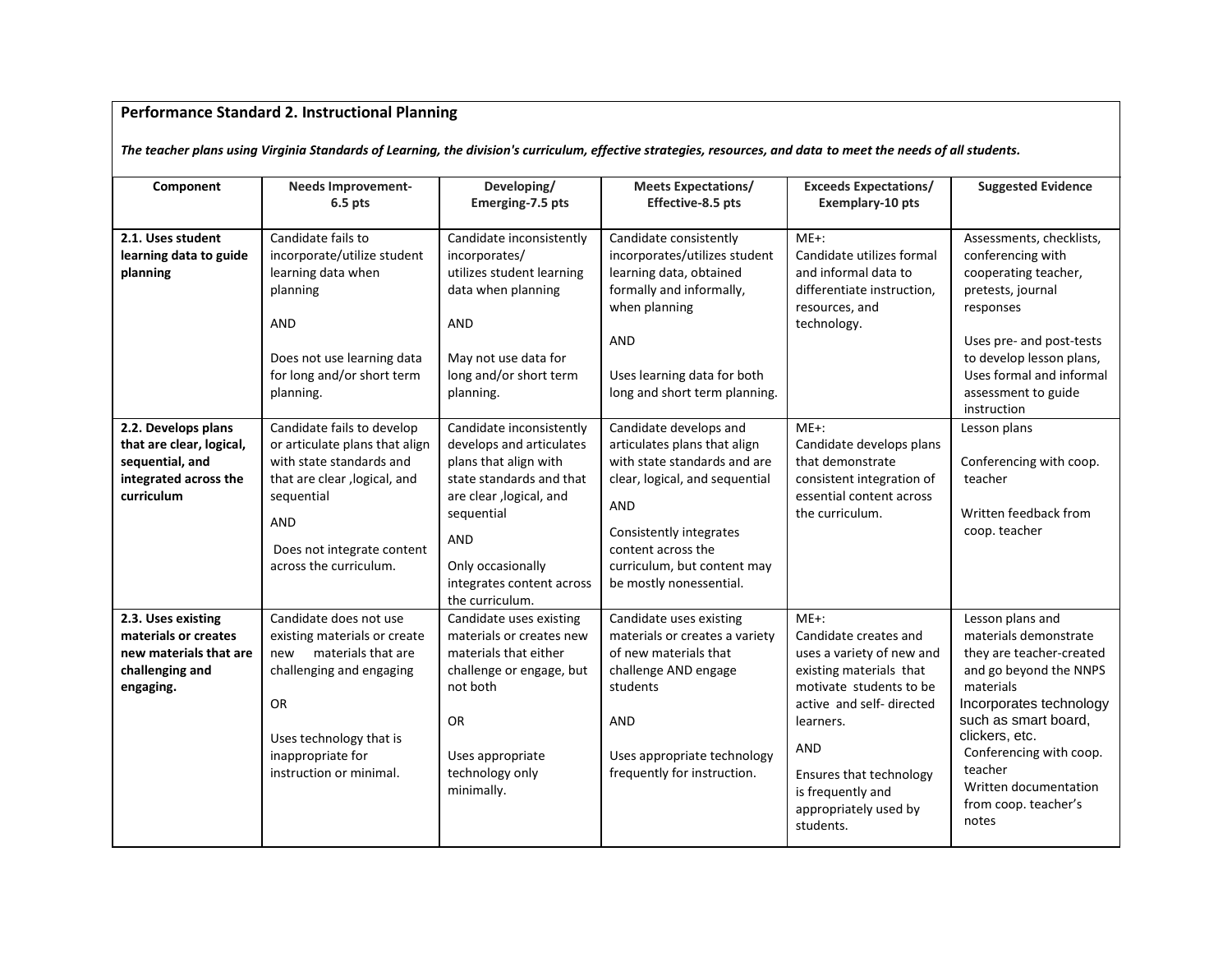## Performance Standard 2. Instructional Planning

*The teacher plans using Virginia Standards of Learning, the division's curriculum, effective strategies, resources, and data to meet the needs of all students.*

| Component | Needs Improvement-6.5 pts | Developing/ Emerging-7.5 pts | Meets Expectations/ Effective-8.5 pts | Exceeds Expectations/ Exemplary-10 pts | Suggested Evidence |
|---|---|---|---|---|---|
| **2.1. Uses student learning data to guide planning** | Candidate fails to incorporate/utilize student learning data when planning<br><br>AND<br><br>Does not use learning data for long and/or short term planning. | Candidate inconsistently incorporates/ utilizes student learning data when planning<br><br>AND<br><br>May not use data for long and/or short term planning. | Candidate consistently incorporates/utilizes student learning data, obtained formally and informally, when planning<br><br>AND<br><br>Uses learning data for both long and short term planning. | ME+:<br>Candidate utilizes formal and informal data to differentiate instruction, resources, and technology. | Assessments, checklists, conferencing with cooperating teacher, pretests, journal responses<br><br>Uses pre- and post-tests to develop lesson plans, Uses formal and informal assessment to guide instruction |
| **2.2. Develops plans that are clear, logical, sequential, and integrated across the curriculum** | Candidate fails to develop or articulate plans that align with state standards and that are clear ,logical, and sequential<br><br>AND<br><br>Does not integrate content across the curriculum. | Candidate inconsistently develops and articulates plans that align with state standards and that are clear ,logical, and sequential<br><br>AND<br><br>Only occasionally integrates content across the curriculum. | Candidate develops and articulates plans that align with state standards and are clear, logical, and sequential<br><br>AND<br><br>Consistently integrates content across the curriculum, but content may be mostly nonessential. | ME+:<br>Candidate develops plans that demonstrate consistent integration of essential content across the curriculum. | Lesson plans<br><br>Conferencing with coop. teacher<br><br>Written feedback from coop. teacher |
| **2.3. Uses existing materials or creates new materials that are challenging and engaging.** | Candidate does not use existing materials or create new materials that are challenging and engaging<br><br>OR<br><br>Uses technology that is inappropriate for instruction or minimal. | Candidate uses existing materials or creates new materials that either challenge or engage, but not both<br><br>OR<br><br>Uses appropriate technology only minimally. | Candidate uses existing materials or creates a variety of new materials that challenge AND engage students<br><br>AND<br><br>Uses appropriate technology frequently for instruction. | ME+:<br>Candidate creates and uses a variety of new and existing materials that motivate students to be active and self- directed learners.<br><br>AND<br><br>Ensures that technology is frequently and appropriately used by students. | Lesson plans and materials demonstrate they are teacher-created and go beyond the NNPS materials<br>Incorporates technology such as smart board, clickers, etc.<br>Conferencing with coop. teacher<br>Written documentation from coop. teacher's notes |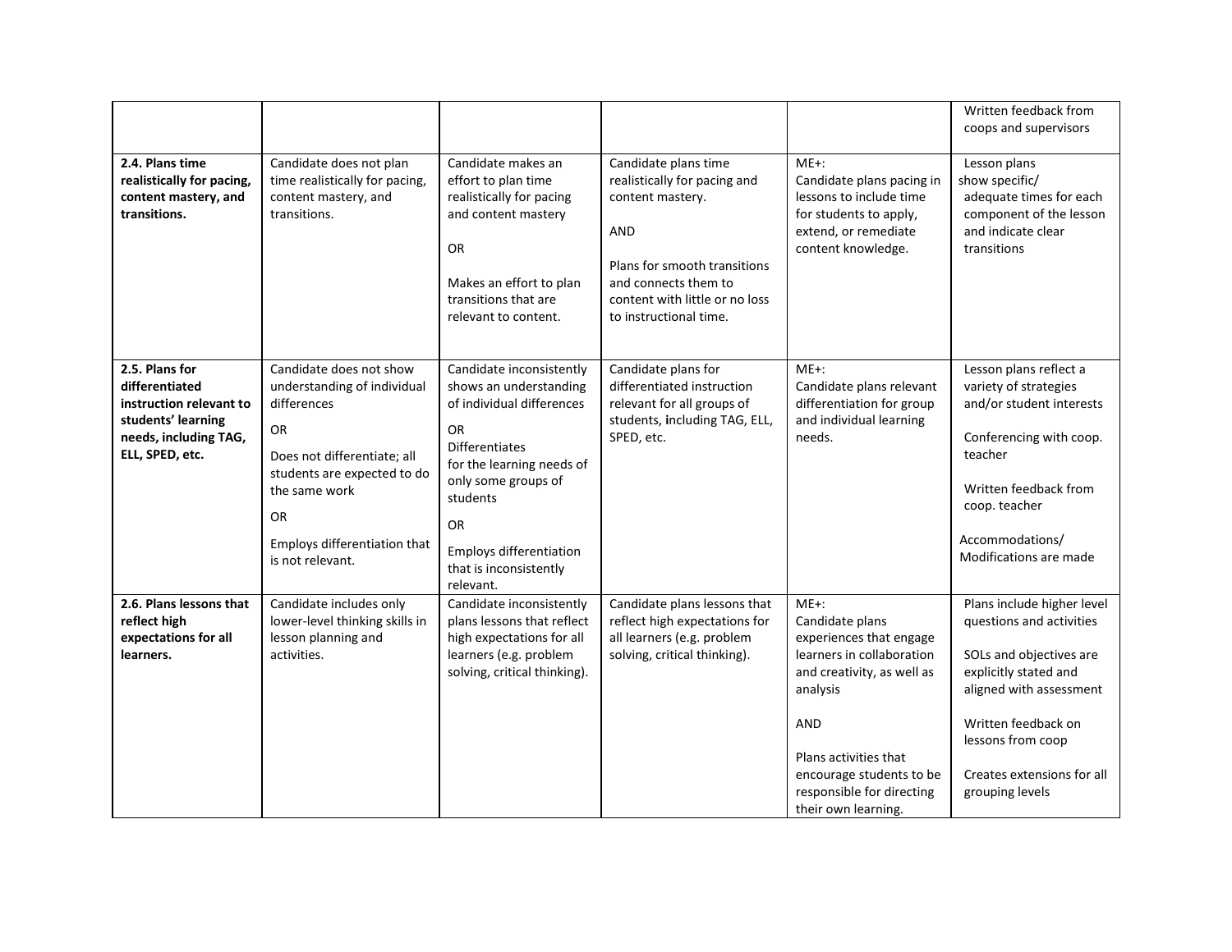| | | | | | |
|---|---|---|---|---|---|
| | | | | | Written feedback from coops and supervisors |
| **2.4. Plans time realistically for pacing, content mastery, and transitions.** | Candidate does not plan time realistically for pacing, content mastery, and transitions. | Candidate makes an effort to plan time realistically for pacing and content mastery<br><br>OR<br><br>Makes an effort to plan transitions that are relevant to content. | Candidate plans time realistically for pacing and content mastery.<br><br>AND<br><br>Plans for smooth transitions and connects them to content with little or no loss to instructional time. | ME+:<br>Candidate plans pacing in lessons to include time for students to apply, extend, or remediate content knowledge. | Lesson plans show specific/ adequate times for each component of the lesson and indicate clear transitions |
| **2.5. Plans for differentiated instruction relevant to students' learning needs, including TAG, ELL, SPED, etc.** | Candidate does not show understanding of individual differences<br><br>OR<br><br>Does not differentiate; all students are expected to do the same work<br><br>OR<br><br>Employs differentiation that is not relevant. | Candidate inconsistently shows an understanding of individual differences<br><br>OR<br>Differentiates for the learning needs of only some groups of students<br><br>OR<br><br>Employs differentiation that is inconsistently relevant. | Candidate plans for differentiated instruction relevant for all groups of students, including TAG, ELL, SPED, etc. | ME+:<br>Candidate plans relevant differentiation for group and individual learning needs. | Lesson plans reflect a variety of strategies and/or student interests<br><br>Conferencing with coop. teacher<br><br>Written feedback from coop. teacher<br><br>Accommodations/ Modifications are made |
| **2.6. Plans lessons that reflect high expectations for all learners.** | Candidate includes only lower-level thinking skills in lesson planning and activities. | Candidate inconsistently plans lessons that reflect high expectations for all learners (e.g. problem solving, critical thinking). | Candidate plans lessons that reflect high expectations for all learners (e.g. problem solving, critical thinking). | ME+:<br>Candidate plans experiences that engage learners in collaboration and creativity, as well as analysis<br><br>AND<br><br>Plans activities that encourage students to be responsible for directing their own learning. | Plans include higher level questions and activities<br><br>SOLs and objectives are explicitly stated and aligned with assessment<br><br>Written feedback on lessons from coop<br><br>Creates extensions for all grouping levels |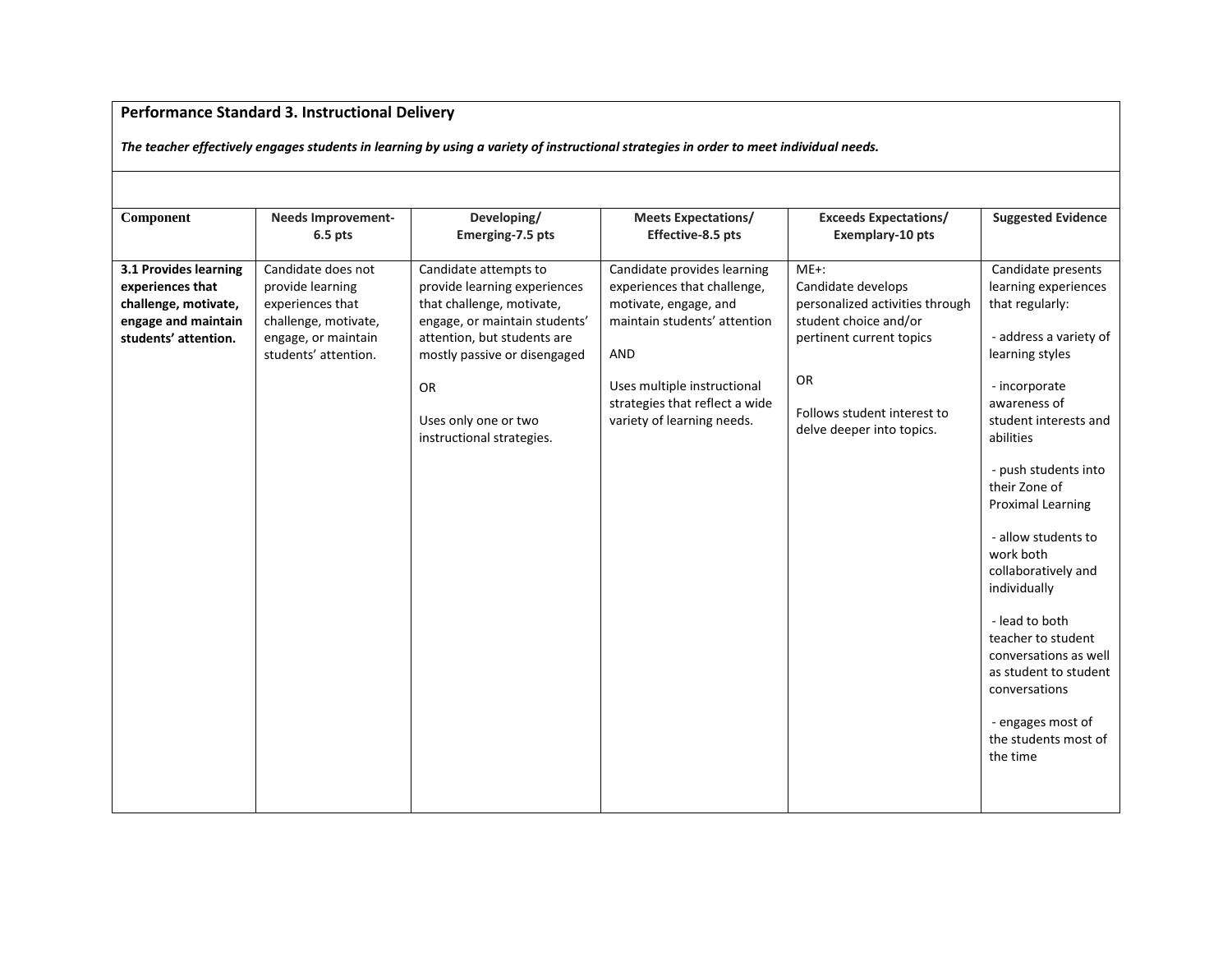## Performance Standard 3. Instructional Delivery

***The teacher effectively engages students in learning by using a variety of instructional strategies in order to meet individual needs.***

| Component | Needs Improvement-6.5 pts | Developing/ Emerging-7.5 pts | Meets Expectations/ Effective-8.5 pts | Exceeds Expectations/ Exemplary-10 pts | Suggested Evidence |
|---|---|---|---|---|---|
| **3.1 Provides learning experiences that challenge, motivate, engage and maintain students' attention.** | Candidate does not provide learning experiences that challenge, motivate, engage, or maintain students' attention. | Candidate attempts to provide learning experiences that challenge, motivate, engage, or maintain students' attention, but students are mostly passive or disengaged<br><br>OR<br><br>Uses only one or two instructional strategies. | Candidate provides learning experiences that challenge, motivate, engage, and maintain students' attention<br><br>AND<br><br>Uses multiple instructional strategies that reflect a wide variety of learning needs. | ME+:<br>Candidate develops personalized activities through student choice and/or pertinent current topics<br><br>OR<br><br>Follows student interest to delve deeper into topics. | Candidate presents learning experiences that regularly:<br><br>- address a variety of learning styles<br><br>- incorporate awareness of student interests and abilities<br><br>- push students into their Zone of Proximal Learning<br><br>- allow students to work both collaboratively and individually<br><br>- lead to both teacher to student conversations as well as student to student conversations<br><br>- engages most of the students most of the time |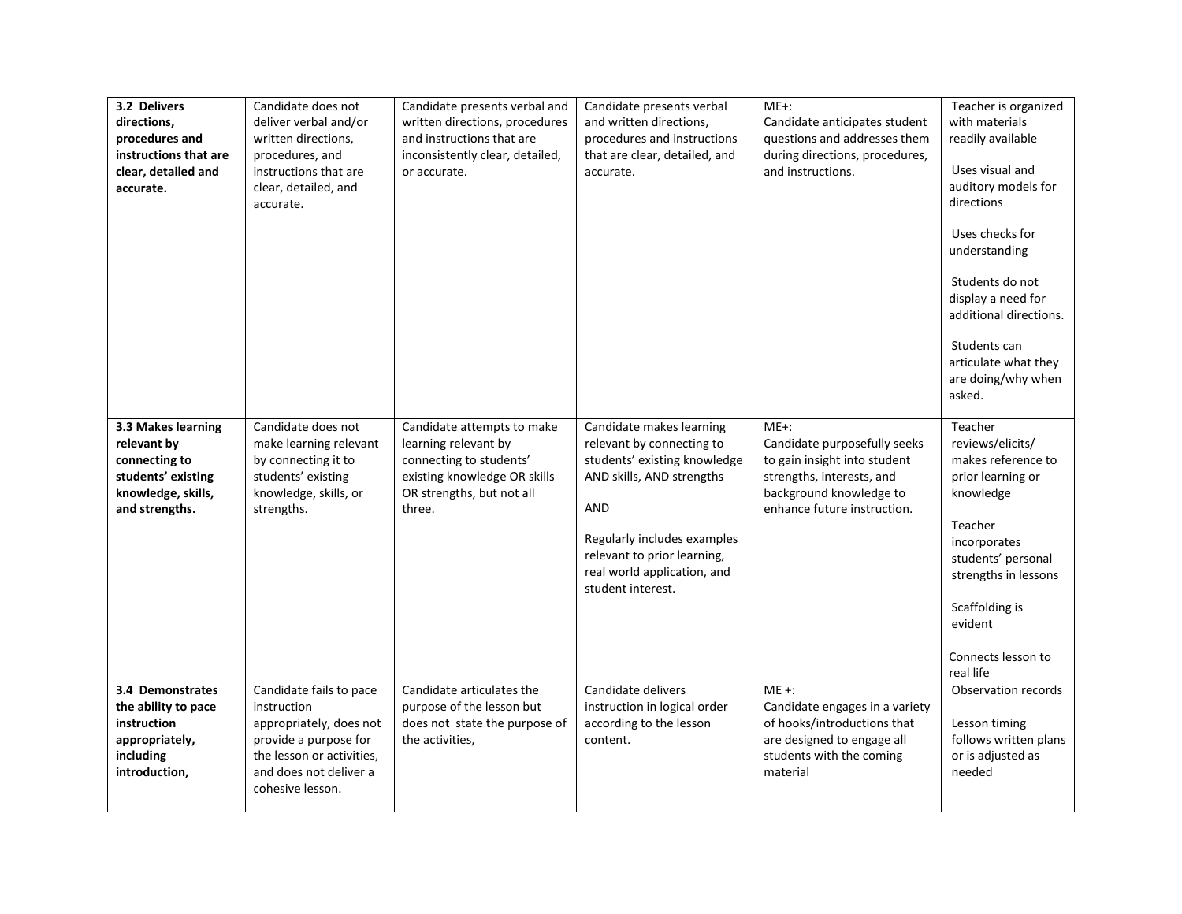| **3.2 Delivers directions, procedures and instructions that are clear, detailed and accurate.** | Candidate does not deliver verbal and/or written directions, procedures, and instructions that are clear, detailed, and accurate. | Candidate presents verbal and written directions, procedures and instructions that are inconsistently clear, detailed, or accurate. | Candidate presents verbal and written directions, procedures and instructions that are clear, detailed, and accurate. | ME+:<br>Candidate anticipates student questions and addresses them during directions, procedures, and instructions. | Teacher is organized with materials readily available<br><br>Uses visual and auditory models for directions<br><br>Uses checks for understanding<br><br>Students do not display a need for additional directions.<br><br>Students can articulate what they are doing/why when asked. |
|---|---|---|---|---|---|
| **3.3 Makes learning relevant by connecting to students' existing knowledge, skills, and strengths.** | Candidate does not make learning relevant by connecting it to students' existing knowledge, skills, or strengths. | Candidate attempts to make learning relevant by connecting to students' existing knowledge OR skills OR strengths, but not all three. | Candidate makes learning relevant by connecting to students' existing knowledge AND skills, AND strengths<br><br>AND<br><br>Regularly includes examples relevant to prior learning, real world application, and student interest. | ME+:<br>Candidate purposefully seeks to gain insight into student strengths, interests, and background knowledge to enhance future instruction. | Teacher reviews/elicits/ makes reference to prior learning or knowledge<br><br>Teacher incorporates students' personal strengths in lessons<br><br>Scaffolding is evident<br><br>Connects lesson to real life |
| **3.4 Demonstrates the ability to pace instruction appropriately, including introduction,** | Candidate fails to pace instruction appropriately, does not provide a purpose for the lesson or activities, and does not deliver a cohesive lesson. | Candidate articulates the purpose of the lesson but does not state the purpose of the activities, | Candidate delivers instruction in logical order according to the lesson content. | ME +:<br>Candidate engages in a variety of hooks/introductions that are designed to engage all students with the coming material | Observation records<br><br>Lesson timing follows written plans or is adjusted as needed |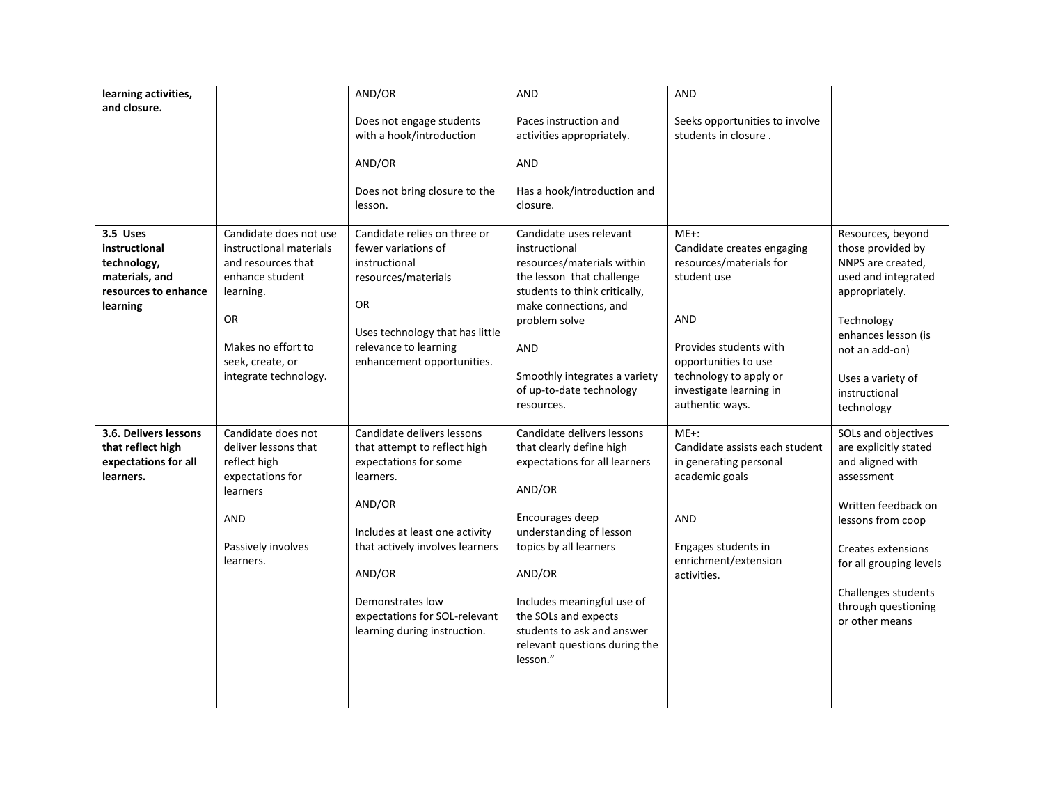| **learning activities, and closure.** | | AND/OR<br><br>Does not engage students with a hook/introduction<br><br>AND/OR<br><br>Does not bring closure to the lesson. | AND<br><br>Paces instruction and activities appropriately.<br><br>AND<br><br>Has a hook/introduction and closure. | AND<br><br>Seeks opportunities to involve students in closure . | |
|---|---|---|---|---|---|
| **3.5 Uses instructional technology, materials, and resources to enhance learning** | Candidate does not use instructional materials and resources that enhance student learning.<br><br>OR<br><br>Makes no effort to seek, create, or integrate technology. | Candidate relies on three or fewer variations of instructional resources/materials<br><br>OR<br><br>Uses technology that has little relevance to learning enhancement opportunities. | Candidate uses relevant instructional resources/materials within the lesson that challenge students to think critically, make connections, and problem solve<br><br>AND<br><br>Smoothly integrates a variety of up-to-date technology resources. | ME+:<br>Candidate creates engaging resources/materials for student use<br><br>AND<br><br>Provides students with opportunities to use technology to apply or investigate learning in authentic ways. | Resources, beyond those provided by NNPS are created, used and integrated appropriately.<br><br>Technology enhances lesson (is not an add-on)<br><br>Uses a variety of instructional technology |
| **3.6. Delivers lessons that reflect high expectations for all learners.** | Candidate does not deliver lessons that reflect high expectations for learners<br><br>AND<br><br>Passively involves learners. | Candidate delivers lessons that attempt to reflect high expectations for some learners.<br><br>AND/OR<br><br>Includes at least one activity that actively involves learners<br><br>AND/OR<br><br>Demonstrates low expectations for SOL-relevant learning during instruction. | Candidate delivers lessons that clearly define high expectations for all learners<br><br>AND/OR<br><br>Encourages deep understanding of lesson topics by all learners<br><br>AND/OR<br><br>Includes meaningful use of the SOLs and expects students to ask and answer relevant questions during the lesson." | ME+:<br>Candidate assists each student in generating personal academic goals<br><br>AND<br><br>Engages students in enrichment/extension activities. | SOLs and objectives are explicitly stated and aligned with assessment<br><br>Written feedback on lessons from coop<br><br>Creates extensions for all grouping levels<br><br>Challenges students through questioning or other means |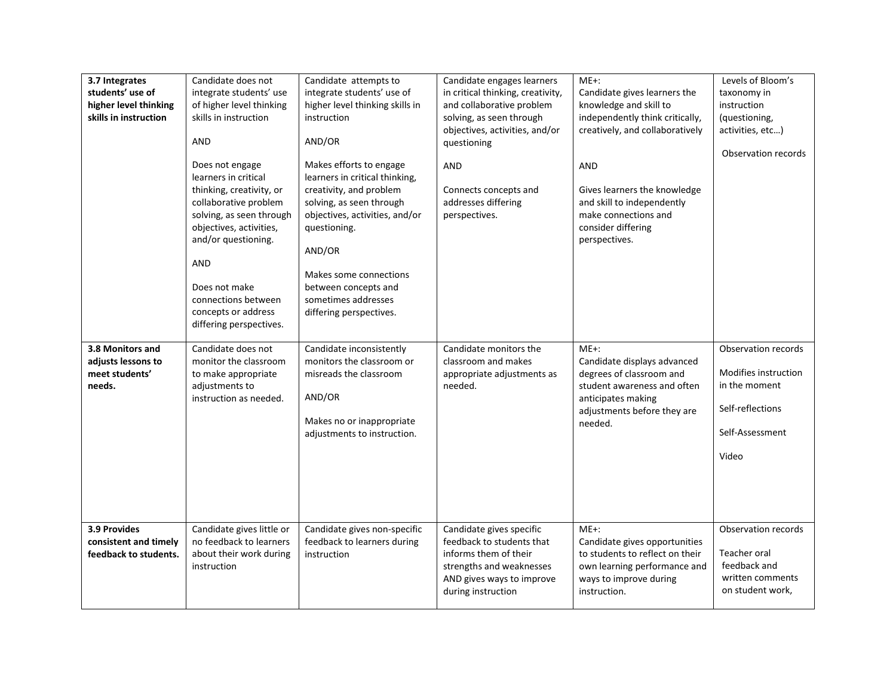| **3.7 Integrates students' use of higher level thinking skills in instruction** | Candidate does not integrate students' use of higher level thinking skills in instruction<br><br>AND<br><br>Does not engage learners in critical thinking, creativity, or collaborative problem solving, as seen through objectives, activities, and/or questioning.<br><br>AND<br><br>Does not make connections between concepts or address differing perspectives. | Candidate attempts to integrate students' use of higher level thinking skills in instruction<br><br>AND/OR<br><br>Makes efforts to engage learners in critical thinking, creativity, and problem solving, as seen through objectives, activities, and/or questioning.<br><br>AND/OR<br><br>Makes some connections between concepts and sometimes addresses differing perspectives. | Candidate engages learners in critical thinking, creativity, and collaborative problem solving, as seen through objectives, activities, and/or questioning<br><br>AND<br><br>Connects concepts and addresses differing perspectives. | ME+:<br>Candidate gives learners the knowledge and skill to independently think critically, creatively, and collaboratively<br><br>AND<br><br>Gives learners the knowledge and skill to independently make connections and consider differing perspectives. | Levels of Bloom's taxonomy in instruction (questioning, activities, etc…)<br><br>Observation records |
|---|---|---|---|---|---|
| **3.8 Monitors and adjusts lessons to meet students' needs.** | Candidate does not monitor the classroom to make appropriate adjustments to instruction as needed. | Candidate inconsistently monitors the classroom or misreads the classroom<br><br>AND/OR<br><br>Makes no or inappropriate adjustments to instruction. | Candidate monitors the classroom and makes appropriate adjustments as needed. | ME+:<br>Candidate displays advanced degrees of classroom and student awareness and often anticipates making adjustments before they are needed. | Observation records<br><br>Modifies instruction in the moment<br><br>Self-reflections<br><br>Self-Assessment<br><br>Video |
| **3.9 Provides consistent and timely feedback to students.** | Candidate gives little or no feedback to learners about their work during instruction | Candidate gives non-specific feedback to learners during instruction | Candidate gives specific feedback to students that informs them of their strengths and weaknesses AND gives ways to improve during instruction | ME+:<br>Candidate gives opportunities to students to reflect on their own learning performance and ways to improve during instruction. | Observation records<br><br>Teacher oral feedback and written comments on student work, |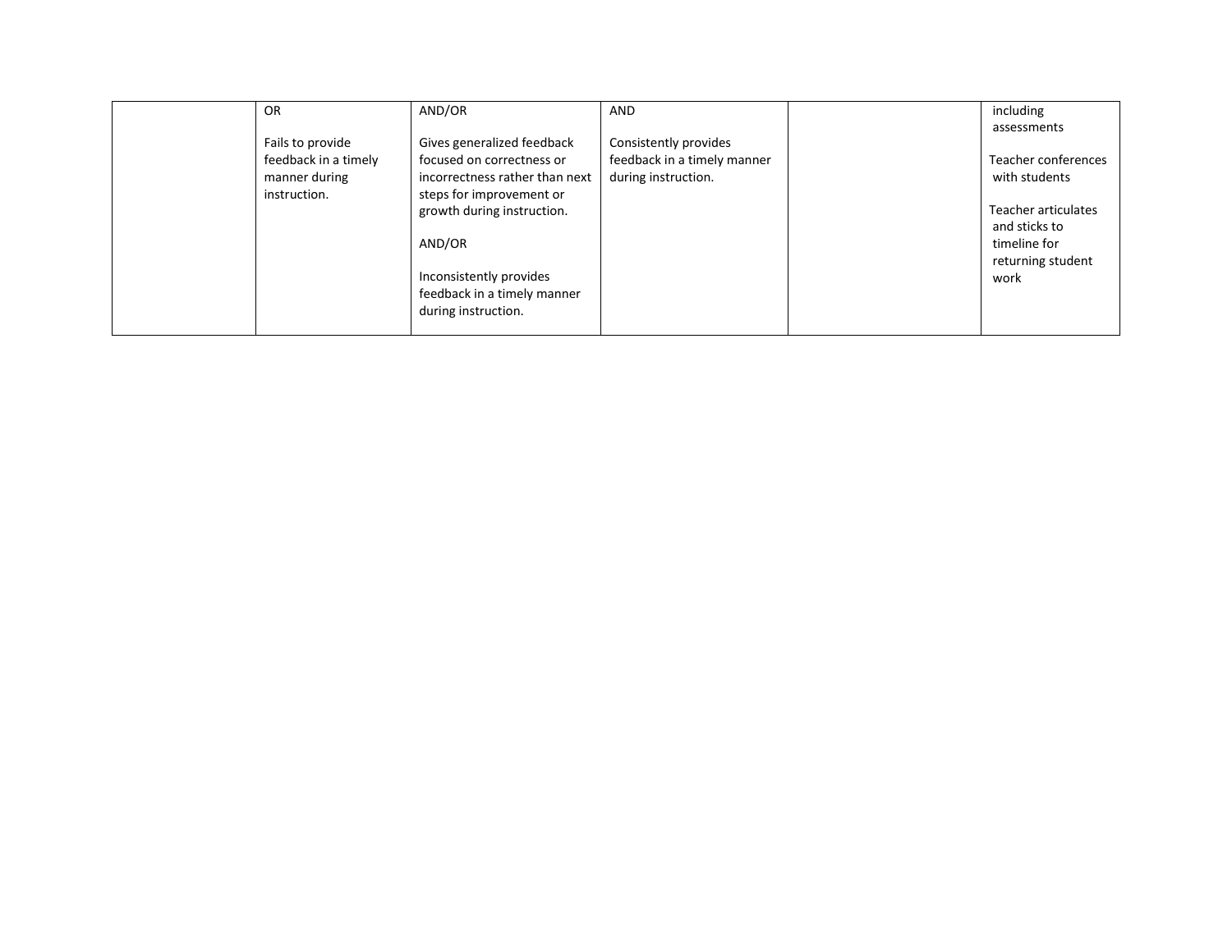|  |  |  |  |  |  |
|---|---|---|---|---|---|
|  | OR<br><br>Fails to provide feedback in a timely manner during instruction. | AND/OR<br><br>Gives generalized feedback focused on correctness or incorrectness rather than next steps for improvement or growth during instruction.<br><br>AND/OR<br><br>Inconsistently provides feedback in a timely manner during instruction. | AND<br><br>Consistently provides feedback in a timely manner during instruction. |  | including assessments<br><br>Teacher conferences with students<br><br>Teacher articulates and sticks to timeline for returning student work |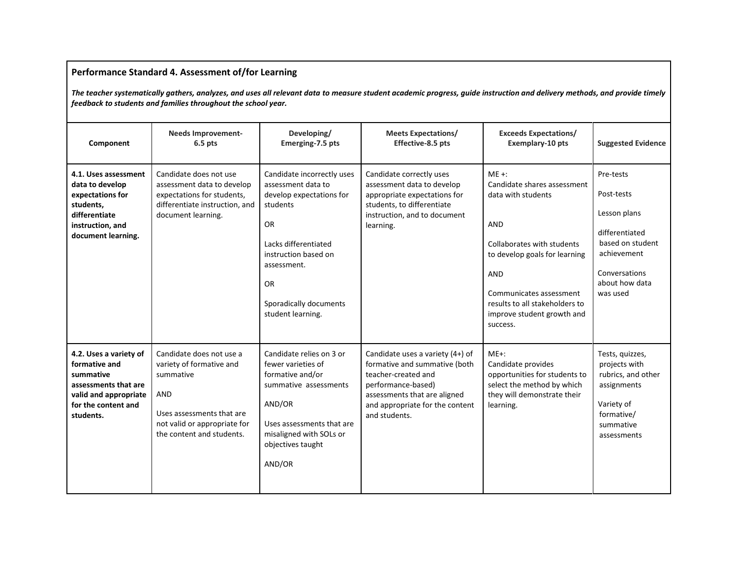**Performance Standard 4. Assessment of/for Learning**

***The teacher systematically gathers, analyzes, and uses all relevant data to measure student academic progress, guide instruction and delivery methods, and provide timely feedback to students and families throughout the school year.***

| Component | Needs Improvement-<br>6.5 pts | Developing/<br>Emerging-7.5 pts | Meets Expectations/<br>Effective-8.5 pts | Exceeds Expectations/<br>Exemplary-10 pts | Suggested Evidence |
|---|---|---|---|---|---|
| **4.1. Uses assessment data to develop expectations for students, differentiate instruction, and document learning.** | Candidate does not use assessment data to develop expectations for students, differentiate instruction, and document learning. | Candidate incorrectly uses assessment data to develop expectations for students<br><br>OR<br><br>Lacks differentiated instruction based on assessment.<br><br>OR<br><br>Sporadically documents student learning. | Candidate correctly uses assessment data to develop appropriate expectations for students, to differentiate instruction, and to document learning. | ME +:<br>Candidate shares assessment data with students<br><br>AND<br><br>Collaborates with students to develop goals for learning<br><br>AND<br><br>Communicates assessment results to all stakeholders to improve student growth and success. | Pre-tests<br><br>Post-tests<br><br>Lesson plans<br><br>differentiated based on student achievement<br><br>Conversations about how data was used |
| **4.2. Uses a variety of formative and summative assessments that are valid and appropriate for the content and students.** | Candidate does not use a variety of formative and summative<br><br>AND<br><br>Uses assessments that are not valid or appropriate for the content and students. | Candidate relies on 3 or fewer varieties of formative and/or summative assessments<br><br>AND/OR<br><br>Uses assessments that are misaligned with SOLs or objectives taught<br><br>AND/OR | Candidate uses a variety (4+) of formative and summative (both teacher-created and performance-based) assessments that are aligned and appropriate for the content and students. | ME+:<br>Candidate provides opportunities for students to select the method by which they will demonstrate their learning. | Tests, quizzes, projects with rubrics, and other assignments<br><br>Variety of formative/ summative assessments |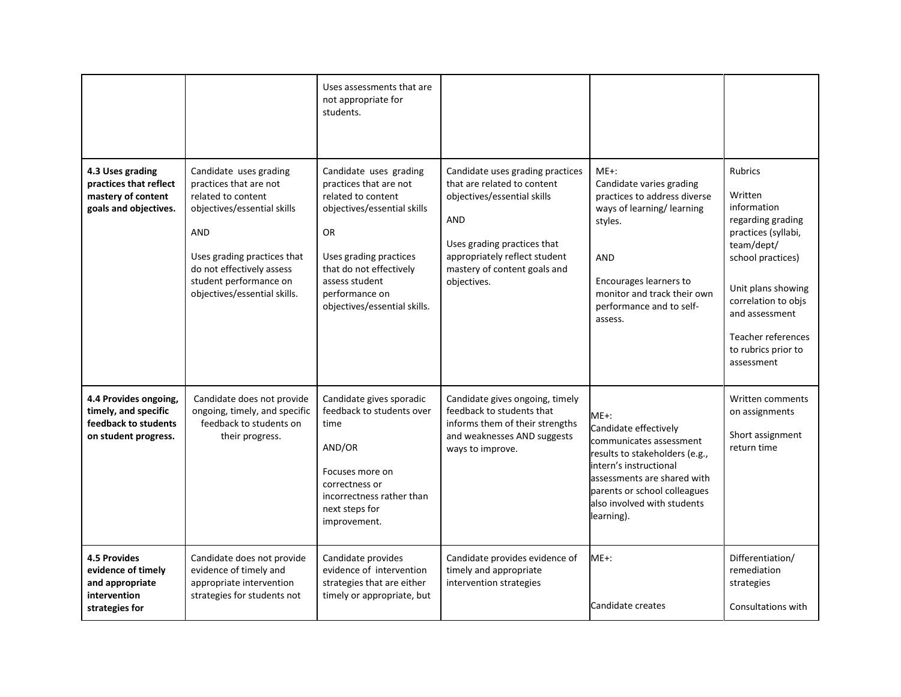| | | | | | |
|---|---|---|---|---|---|
| | | Uses assessments that are not appropriate for students. | | | |
| **4.3 Uses grading practices that reflect mastery of content goals and objectives.** | Candidate uses grading practices that are not related to content objectives/essential skills<br><br>AND<br><br>Uses grading practices that do not effectively assess student performance on objectives/essential skills. | Candidate uses grading practices that are not related to content objectives/essential skills<br><br>OR<br><br>Uses grading practices that do not effectively assess student performance on objectives/essential skills. | Candidate uses grading practices that are related to content objectives/essential skills<br><br>AND<br><br>Uses grading practices that appropriately reflect student mastery of content goals and objectives. | ME+:<br>Candidate varies grading practices to address diverse ways of learning/ learning styles.<br><br>AND<br><br>Encourages learners to monitor and track their own performance and to self-assess. | Rubrics<br><br>Written information regarding grading practices (syllabi, team/dept/ school practices)<br><br>Unit plans showing correlation to objs and assessment<br><br>Teacher references to rubrics prior to assessment |
| **4.4 Provides ongoing, timely, and specific feedback to students on student progress.** | Candidate does not provide ongoing, timely, and specific feedback to students on their progress. | Candidate gives sporadic feedback to students over time<br><br>AND/OR<br><br>Focuses more on correctness or incorrectness rather than next steps for improvement. | Candidate gives ongoing, timely feedback to students that informs them of their strengths and weaknesses AND suggests ways to improve. | ME+:<br>Candidate effectively communicates assessment results to stakeholders (e.g., intern's instructional assessments are shared with parents or school colleagues also involved with students learning). | Written comments on assignments<br><br>Short assignment return time |
| **4.5 Provides evidence of timely and appropriate intervention strategies for** | Candidate does not provide evidence of timely and appropriate intervention strategies for students not | Candidate provides evidence of intervention strategies that are either timely or appropriate, but | Candidate provides evidence of timely and appropriate intervention strategies | ME+:<br><br>Candidate creates | Differentiation/ remediation strategies<br><br>Consultations with |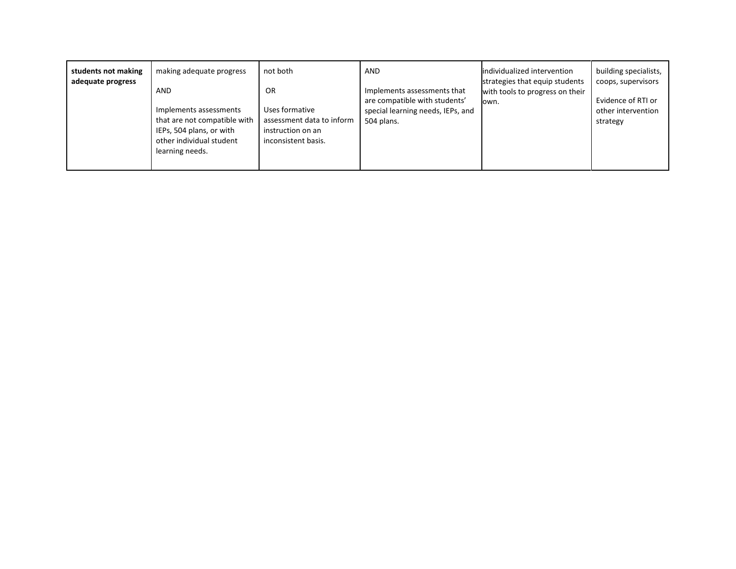| | | | | | |
|---|---|---|---|---|---|
| **students not making adequate progress** | making adequate progress<br><br>AND<br><br>Implements assessments that are not compatible with IEPs, 504 plans, or with other individual student learning needs. | not both<br><br>OR<br><br>Uses formative assessment data to inform instruction on an inconsistent basis. | AND<br><br>Implements assessments that are compatible with students' special learning needs, IEPs, and 504 plans. | individualized intervention strategies that equip students with tools to progress on their own. | building specialists, coops, supervisors<br><br>Evidence of RTI or other intervention strategy |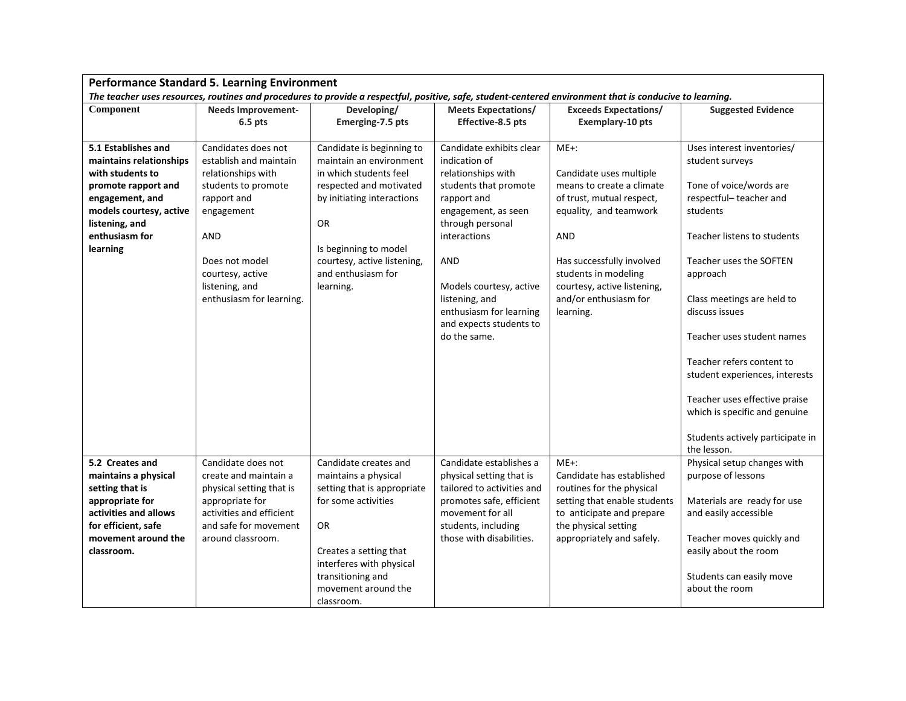## Performance Standard 5. Learning Environment

***The teacher uses resources, routines and procedures to provide a respectful, positive, safe, student-centered environment that is conducive to learning.***

| Component | Needs Improvement-6.5 pts | Developing/ Emerging-7.5 pts | Meets Expectations/ Effective-8.5 pts | Exceeds Expectations/ Exemplary-10 pts | Suggested Evidence |
|---|---|---|---|---|---|
| **5.1 Establishes and maintains relationships with students to promote rapport and engagement, and models courtesy, active listening, and enthusiasm for learning** | Candidates does not establish and maintain relationships with students to promote rapport and engagement<br><br>AND<br><br>Does not model courtesy, active listening, and enthusiasm for learning. | Candidate is beginning to maintain an environment in which students feel respected and motivated by initiating interactions<br><br>OR<br><br>Is beginning to model courtesy, active listening, and enthusiasm for learning. | Candidate exhibits clear indication of relationships with students that promote rapport and engagement, as seen through personal interactions<br><br>AND<br><br>Models courtesy, active listening, and enthusiasm for learning and expects students to do the same. | ME+:<br><br>Candidate uses multiple means to create a climate of trust, mutual respect, equality, and teamwork<br><br>AND<br><br>Has successfully involved students in modeling courtesy, active listening, and/or enthusiasm for learning. | Uses interest inventories/ student surveys<br><br>Tone of voice/words are respectful– teacher and students<br><br>Teacher listens to students<br><br>Teacher uses the SOFTEN approach<br><br>Class meetings are held to discuss issues<br><br>Teacher uses student names<br><br>Teacher refers content to student experiences, interests<br><br>Teacher uses effective praise which is specific and genuine<br><br>Students actively participate in the lesson. |
| **5.2 Creates and maintains a physical setting that is appropriate for activities and allows for efficient, safe movement around the classroom.** | Candidate does not create and maintain a physical setting that is appropriate for activities and efficient and safe for movement around classroom. | Candidate creates and maintains a physical setting that is appropriate for some activities<br><br>OR<br><br>Creates a setting that interferes with physical transitioning and movement around the classroom. | Candidate establishes a physical setting that is tailored to activities and promotes safe, efficient movement for all students, including those with disabilities. | ME+:<br>Candidate has established routines for the physical setting that enable students to anticipate and prepare the physical setting appropriately and safely. | Physical setup changes with purpose of lessons<br><br>Materials are ready for use and easily accessible<br><br>Teacher moves quickly and easily about the room<br><br>Students can easily move about the room |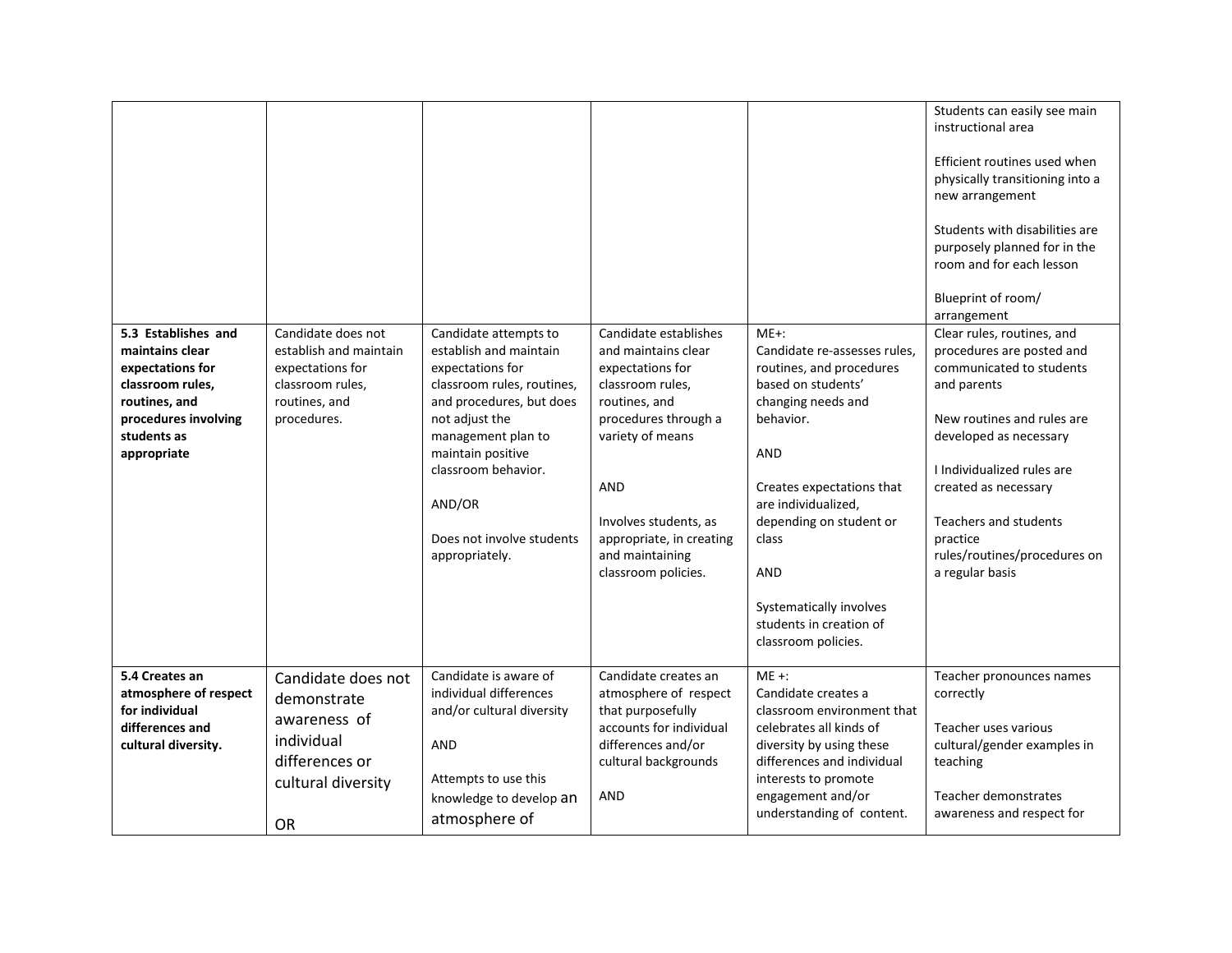| | | | | | |
|---|---|---|---|---|---|
| | | | | | Students can easily see main instructional area<br><br>Efficient routines used when physically transitioning into a new arrangement<br><br>Students with disabilities are purposely planned for in the room and for each lesson<br><br>Blueprint of room/ arrangement |
| **5.3 Establishes and maintains clear expectations for classroom rules, routines, and procedures involving students as appropriate** | Candidate does not establish and maintain expectations for classroom rules, routines, and procedures. | Candidate attempts to establish and maintain expectations for classroom rules, routines, and procedures, but does not adjust the management plan to maintain positive classroom behavior.<br><br>AND/OR<br><br>Does not involve students appropriately. | Candidate establishes and maintains clear expectations for classroom rules, routines, and procedures through a variety of means<br><br>AND<br><br>Involves students, as appropriate, in creating and maintaining classroom policies. | ME+:<br>Candidate re-assesses rules, routines, and procedures based on students' changing needs and behavior.<br><br>AND<br><br>Creates expectations that are individualized, depending on student or class<br><br>AND<br><br>Systematically involves students in creation of classroom policies. | Clear rules, routines, and procedures are posted and communicated to students and parents<br><br>New routines and rules are developed as necessary<br><br>I Individualized rules are created as necessary<br><br>Teachers and students practice rules/routines/procedures on a regular basis |
| **5.4 Creates an atmosphere of respect for individual differences and cultural diversity.** | Candidate does not demonstrate awareness of individual differences or cultural diversity<br><br>OR | Candidate is aware of individual differences and/or cultural diversity<br><br>AND<br><br>Attempts to use this knowledge to develop an atmosphere of | Candidate creates an atmosphere of respect that purposefully accounts for individual differences and/or cultural backgrounds<br><br>AND | ME +:<br>Candidate creates a classroom environment that celebrates all kinds of diversity by using these differences and individual interests to promote engagement and/or understanding of content. | Teacher pronounces names correctly<br><br>Teacher uses various cultural/gender examples in teaching<br><br>Teacher demonstrates awareness and respect for |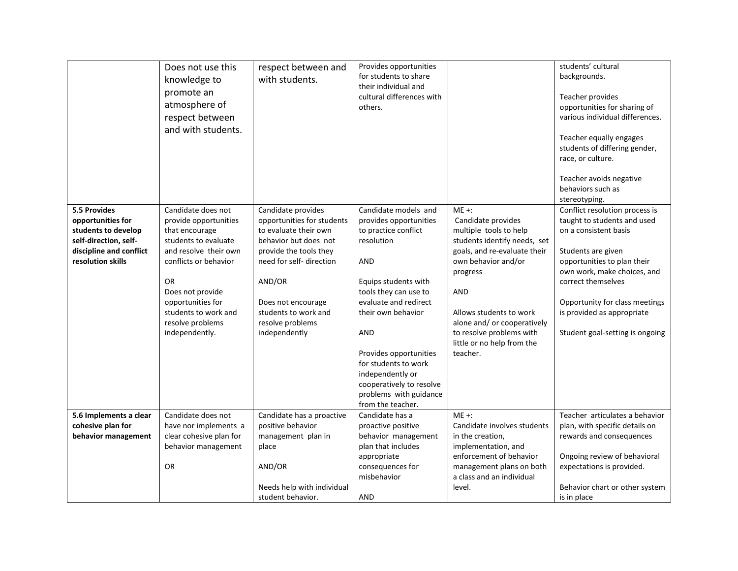| | | | | | |
|---|---|---|---|---|---|
| | Does not use this knowledge to promote an atmosphere of respect between and with students. | respect between and with students. | Provides opportunities for students to share their individual and cultural differences with others. | | students' cultural backgrounds.<br><br>Teacher provides opportunities for sharing of various individual differences.<br><br>Teacher equally engages students of differing gender, race, or culture.<br><br>Teacher avoids negative behaviors such as stereotyping. |
| **5.5 Provides opportunities for students to develop self-direction, self-discipline and conflict resolution skills** | Candidate does not provide opportunities that encourage students to evaluate and resolve their own conflicts or behavior<br><br>OR<br>Does not provide opportunities for students to work and resolve problems independently. | Candidate provides opportunities for students to evaluate their own behavior but does not provide the tools they need for self- direction<br><br>AND/OR<br><br>Does not encourage students to work and resolve problems independently | Candidate models and provides opportunities to practice conflict resolution<br><br>AND<br><br>Equips students with tools they can use to evaluate and redirect their own behavior<br><br>AND<br><br>Provides opportunities for students to work independently or cooperatively to resolve problems with guidance from the teacher. | ME +:<br>Candidate provides multiple tools to help students identify needs, set goals, and re-evaluate their own behavior and/or progress<br><br>AND<br><br>Allows students to work alone and/ or cooperatively to resolve problems with little or no help from the teacher. | Conflict resolution process is taught to students and used on a consistent basis<br><br>Students are given opportunities to plan their own work, make choices, and correct themselves<br><br>Opportunity for class meetings is provided as appropriate<br><br>Student goal-setting is ongoing |
| **5.6 Implements a clear cohesive plan for behavior management** | Candidate does not have nor implements a clear cohesive plan for behavior management<br><br>OR | Candidate has a proactive positive behavior management plan in place<br><br>AND/OR<br><br>Needs help with individual student behavior. | Candidate has a proactive positive behavior management plan that includes appropriate consequences for misbehavior<br><br>AND | ME +:<br>Candidate involves students in the creation, implementation, and enforcement of behavior management plans on both a class and an individual level. | Teacher articulates a behavior plan, with specific details on rewards and consequences<br><br>Ongoing review of behavioral expectations is provided.<br><br>Behavior chart or other system is in place |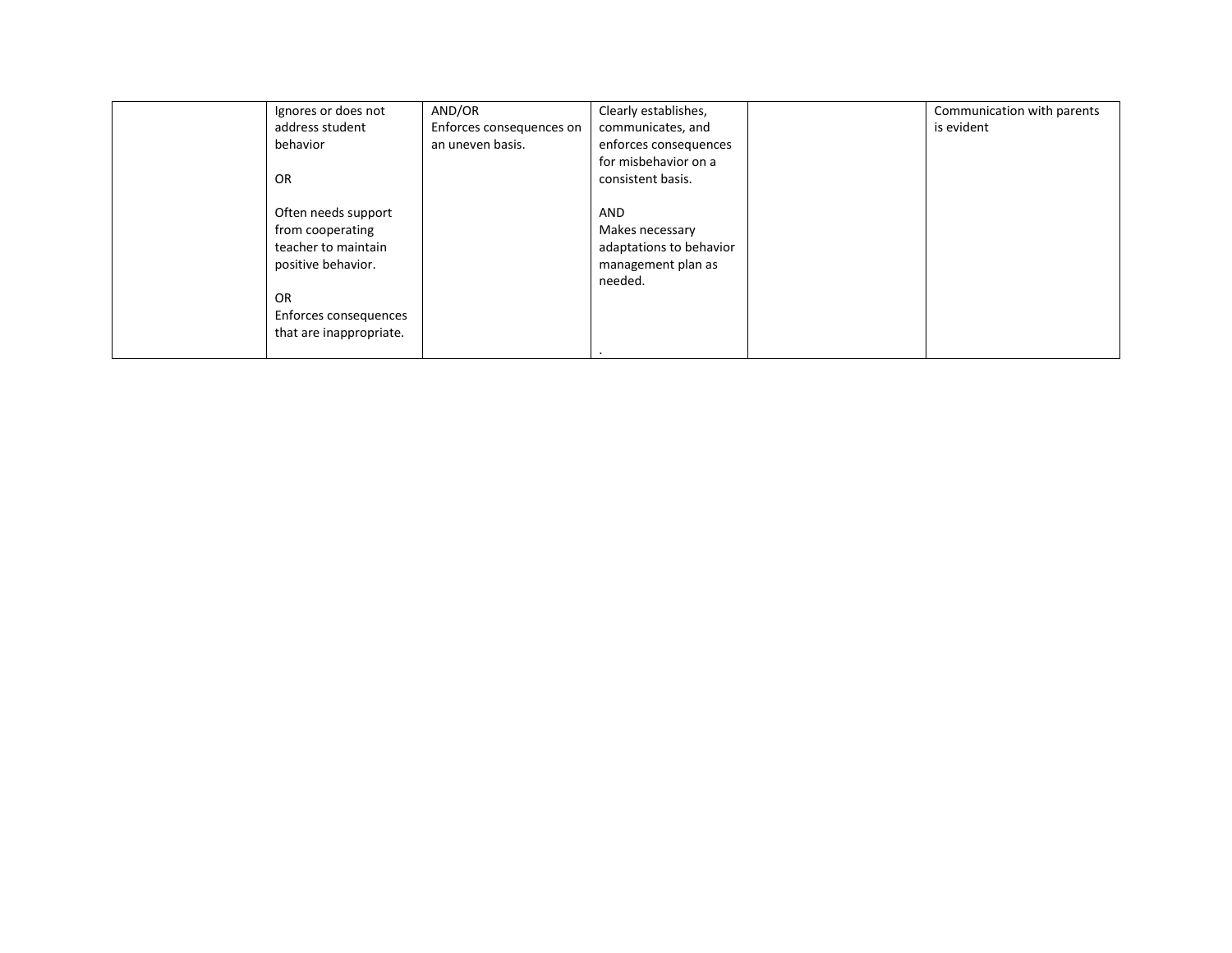| | | | | | |
|---|---|---|---|---|---|
| | Ignores or does not address student behavior<br><br>OR<br><br>Often needs support from cooperating teacher to maintain positive behavior.<br><br>OR<br>Enforces consequences that are inappropriate. | AND/OR<br>Enforces consequences on an uneven basis. | Clearly establishes, communicates, and enforces consequences for misbehavior on a consistent basis.<br><br>AND<br>Makes necessary adaptations to behavior management plan as needed.<br><br>. | | Communication with parents is evident |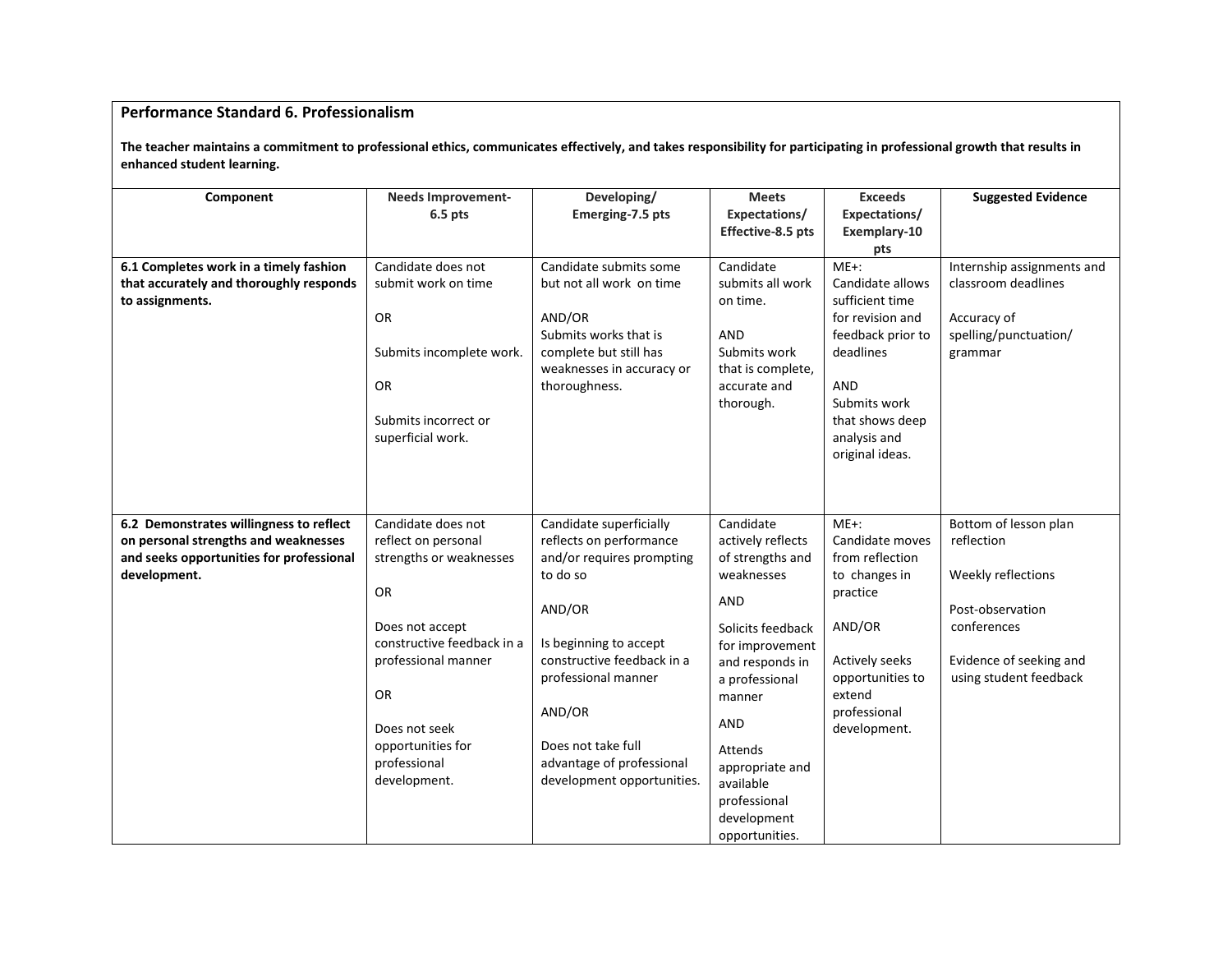## Performance Standard 6. Professionalism

**The teacher maintains a commitment to professional ethics, communicates effectively, and takes responsibility for participating in professional growth that results in enhanced student learning.**

| Component | Needs Improvement- 6.5 pts | Developing/ Emerging-7.5 pts | Meets Expectations/ Effective-8.5 pts | Exceeds Expectations/ Exemplary-10 pts | Suggested Evidence |
|---|---|---|---|---|---|
| **6.1 Completes work in a timely fashion that accurately and thoroughly responds to assignments.** | Candidate does not submit work on time<br><br>OR<br><br>Submits incomplete work.<br><br>OR<br><br>Submits incorrect or superficial work. | Candidate submits some but not all work on time<br><br>AND/OR<br>Submits works that is complete but still has weaknesses in accuracy or thoroughness. | Candidate submits all work on time.<br><br>AND<br>Submits work that is complete, accurate and thorough. | ME+:<br>Candidate allows sufficient time for revision and feedback prior to deadlines<br><br>AND<br>Submits work that shows deep analysis and original ideas. | Internship assignments and classroom deadlines<br><br>Accuracy of spelling/punctuation/ grammar |
| **6.2 Demonstrates willingness to reflect on personal strengths and weaknesses and seeks opportunities for professional development.** | Candidate does not reflect on personal strengths or weaknesses<br><br>OR<br><br>Does not accept constructive feedback in a professional manner<br><br>OR<br><br>Does not seek opportunities for professional development. | Candidate superficially reflects on performance and/or requires prompting to do so<br><br>AND/OR<br><br>Is beginning to accept constructive feedback in a professional manner<br><br>AND/OR<br><br>Does not take full advantage of professional development opportunities. | Candidate actively reflects of strengths and weaknesses<br><br>AND<br><br>Solicits feedback for improvement and responds in a professional manner<br><br>AND<br><br>Attends appropriate and available professional development opportunities. | ME+:<br>Candidate moves from reflection to changes in practice<br><br>AND/OR<br><br>Actively seeks opportunities to extend professional development. | Bottom of lesson plan reflection<br><br>Weekly reflections<br><br>Post-observation conferences<br><br>Evidence of seeking and using student feedback |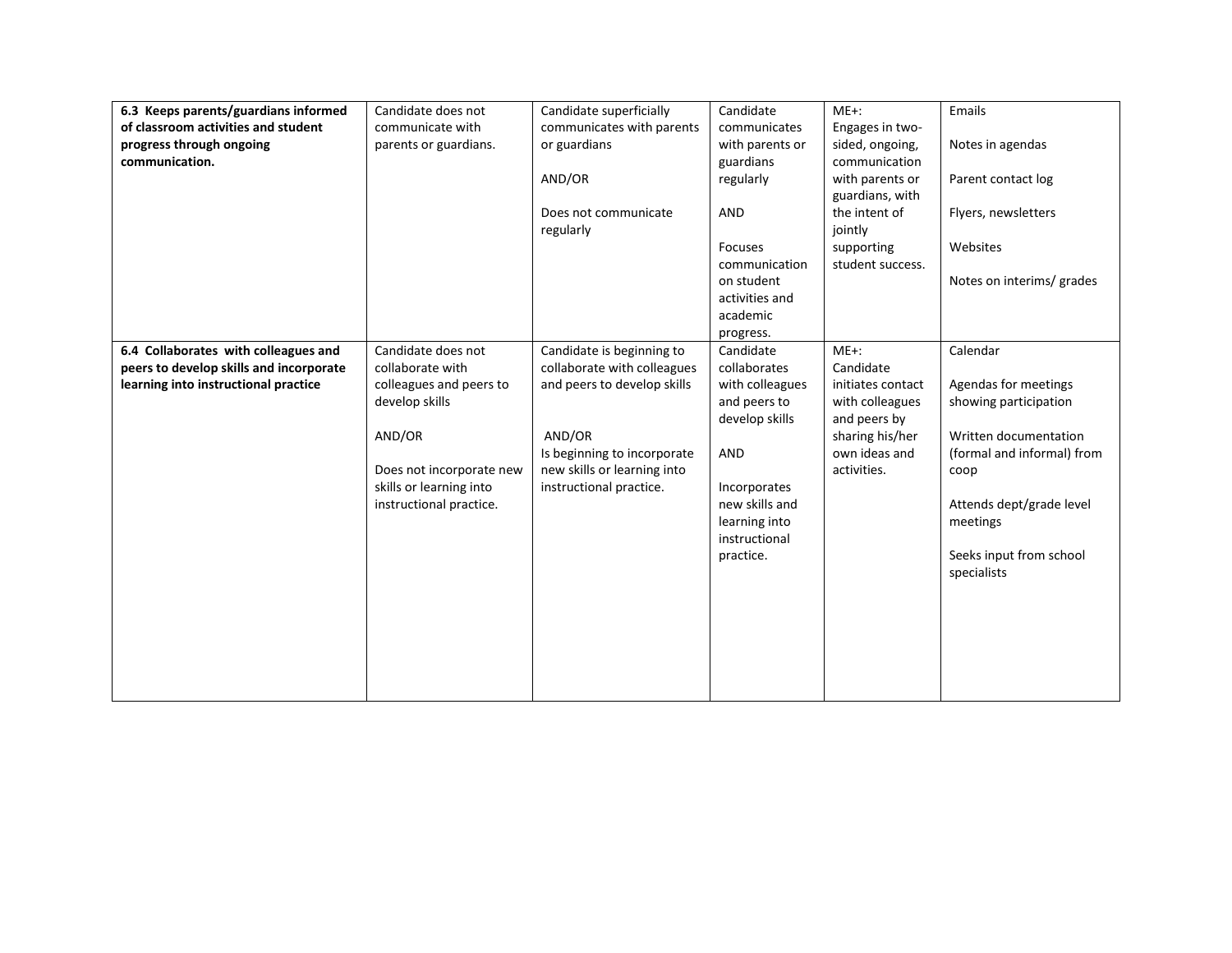| | | | | | |
|---|---|---|---|---|---|
| **6.3 Keeps parents/guardians informed of classroom activities and student progress through ongoing communication.** | Candidate does not communicate with parents or guardians. | Candidate superficially communicates with parents or guardians<br><br>AND/OR<br><br>Does not communicate regularly | Candidate communicates with parents or guardians regularly<br><br>AND<br><br>Focuses communication on student activities and academic progress. | ME+:<br>Engages in two-sided, ongoing, communication with parents or guardians, with the intent of jointly supporting student success. | Emails<br><br>Notes in agendas<br><br>Parent contact log<br><br>Flyers, newsletters<br><br>Websites<br><br>Notes on interims/ grades |
| **6.4 Collaborates with colleagues and peers to develop skills and incorporate learning into instructional practice** | Candidate does not collaborate with colleagues and peers to develop skills<br><br>AND/OR<br><br>Does not incorporate new skills or learning into instructional practice. | Candidate is beginning to collaborate with colleagues and peers to develop skills<br><br>AND/OR<br>Is beginning to incorporate new skills or learning into instructional practice. | Candidate collaborates with colleagues and peers to develop skills<br><br>AND<br><br>Incorporates new skills and learning into instructional practice. | ME+:<br>Candidate initiates contact with colleagues and peers by sharing his/her own ideas and activities. | Calendar<br><br>Agendas for meetings showing participation<br><br>Written documentation (formal and informal) from coop<br><br>Attends dept/grade level meetings<br><br>Seeks input from school specialists |